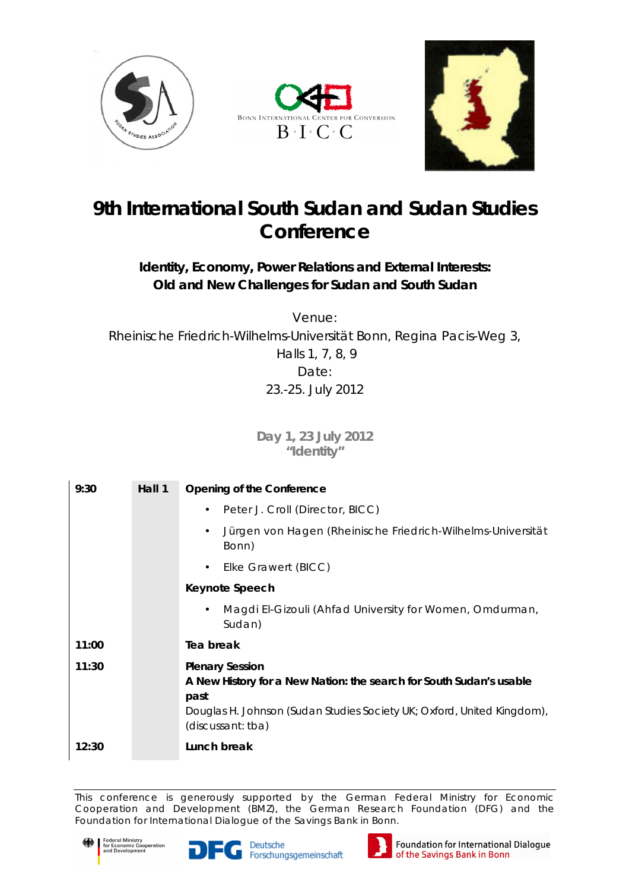# 9th International South Sudan and Sudan Studies Conference

**Identity, Economy, Power Relations and External Interests:**
**Old and New Challenges for Sudan and South Sudan**

Venue:
Rheinische Friedrich-Wilhelms-Universität Bonn, Regina Pacis-Weg 3,
Halls 1, 7, 8, 9
Date:
23.-25. July 2012

## Day 1, 23 July 2012
### "Identity"

| | | |
|---|---|---|
| **9:30** | **Hall 1** | **Opening of the Conference**<br>• Peter J. Croll (Director, BICC)<br>• Jürgen von Hagen (Rheinische Friedrich-Wilhelms-Universität Bonn)<br>• Elke Grawert (BICC)<br>**Keynote Speech**<br>• Magdi El-Gizouli (Ahfad University for Women, Omdurman, Sudan) |
| **11:00** | | **Tea break** |
| **11:30** | | **Plenary Session**<br>**A New History for a New Nation: the search for South Sudan's usable past**<br>Douglas H. Johnson (Sudan Studies Society UK; Oxford, United Kingdom), (discussant: tba) |
| **12:30** | | **Lunch break** |

This conference is generously supported by the German Federal Ministry for Economic Cooperation and Development (BMZ), the German Research Foundation (DFG) and the Foundation for International Dialogue of the Savings Bank in Bonn.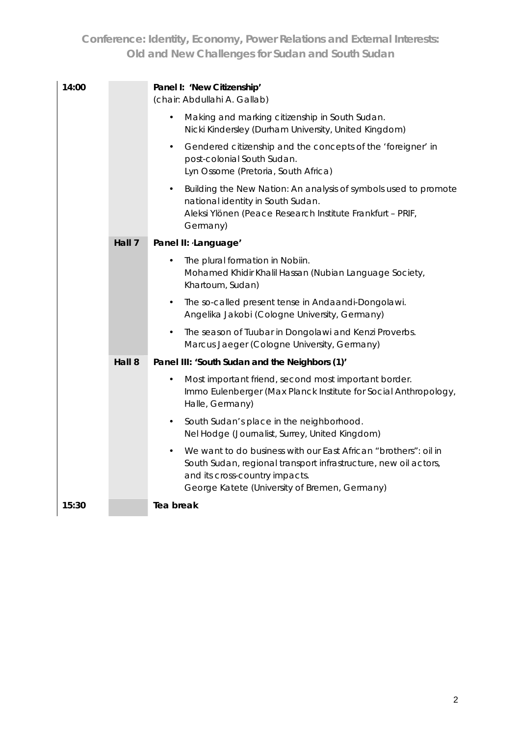| | | |
|---|---|---|
| **14:00** | | **Panel I: 'New Citizenship'** (chair: Abdullahi A. Gallab)<br>• Making and marking citizenship in South Sudan. Nicki Kindersley (Durham University, United Kingdom)<br>• Gendered citizenship and the concepts of the 'foreigner' in post-colonial South Sudan. Lyn Ossome (Pretoria, South Africa)<br>• Building the New Nation: An analysis of symbols used to promote national identity in South Sudan. Aleksi Ylönen (Peace Research Institute Frankfurt – PRIF, Germany) |
| | **Hall 7** | **Panel II: ‚Language'**<br>• The plural formation in Nobiin. Mohamed Khidir Khalil Hassan (Nubian Language Society, Khartoum, Sudan)<br>• The so-called present tense in Andaandi-Dongolawi. Angelika Jakobi (Cologne University, Germany)<br>• The season of Tuubar in Dongolawi and Kenzi Proverbs. Marcus Jaeger (Cologne University, Germany) |
| | **Hall 8** | **Panel III: 'South Sudan and the Neighbors (1)'**<br>• Most important friend, second most important border. Immo Eulenberger (Max Planck Institute for Social Anthropology, Halle, Germany)<br>• South Sudan's place in the neighborhood. Nel Hodge (Journalist, Surrey, United Kingdom)<br>• We want to do business with our East African "brothers": oil in South Sudan, regional transport infrastructure, new oil actors, and its cross-country impacts. George Katete (University of Bremen, Germany) |
| **15:30** | | **Tea break** |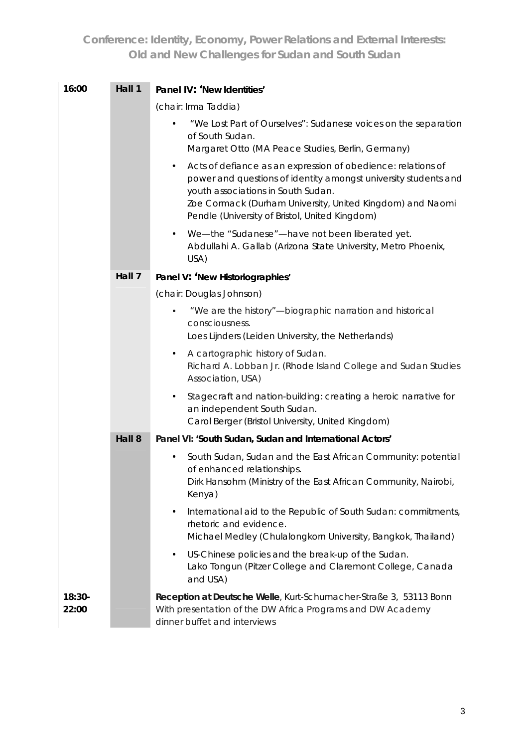| Time | Hall | Session |
|---|---|---|
| **16:00** | **Hall 1** | **Panel IV: 'New Identities'**<br>(chair: Irma Taddia)<br>• "We Lost Part of Ourselves": Sudanese voices on the separation of South Sudan.<br>Margaret Otto (MA Peace Studies, Berlin, Germany)<br>• Acts of defiance as an expression of obedience: relations of power and questions of identity amongst university students and youth associations in South Sudan.<br>Zoe Cormack (Durham University, United Kingdom) and Naomi Pendle (University of Bristol, United Kingdom)<br>• We—the "Sudanese"—have not been liberated yet.<br>Abdullahi A. Gallab (Arizona State University, Metro Phoenix, USA) |
| | **Hall 7** | **Panel V: 'New Historiographies'**<br>(chair: Douglas Johnson)<br>• "We are the history"—biographic narration and historical consciousness.<br>Loes Lijnders (Leiden University, the Netherlands)<br>• A cartographic history of Sudan.<br>Richard A. Lobban Jr. (Rhode Island College and Sudan Studies Association, USA)<br>• Stagecraft and nation-building: creating a heroic narrative for an independent South Sudan.<br>Carol Berger (Bristol University, United Kingdom) |
| | **Hall 8** | **Panel VI: 'South Sudan, Sudan and International Actors'**<br>• South Sudan, Sudan and the East African Community: potential of enhanced relationships.<br>Dirk Hansohm (Ministry of the East African Community, Nairobi, Kenya)<br>• International aid to the Republic of South Sudan: commitments, rhetoric and evidence.<br>Michael Medley (Chulalongkorn University, Bangkok, Thailand)<br>• US-Chinese policies and the break-up of the Sudan.<br>Lako Tongun (Pitzer College and Claremont College, Canada and USA) |
| **18:30-22:00** | | **Reception at Deutsche Welle**, Kurt-Schumacher-Straße 3, 53113 Bonn<br>With presentation of the DW Africa Programs and DW Academy dinner buffet and interviews |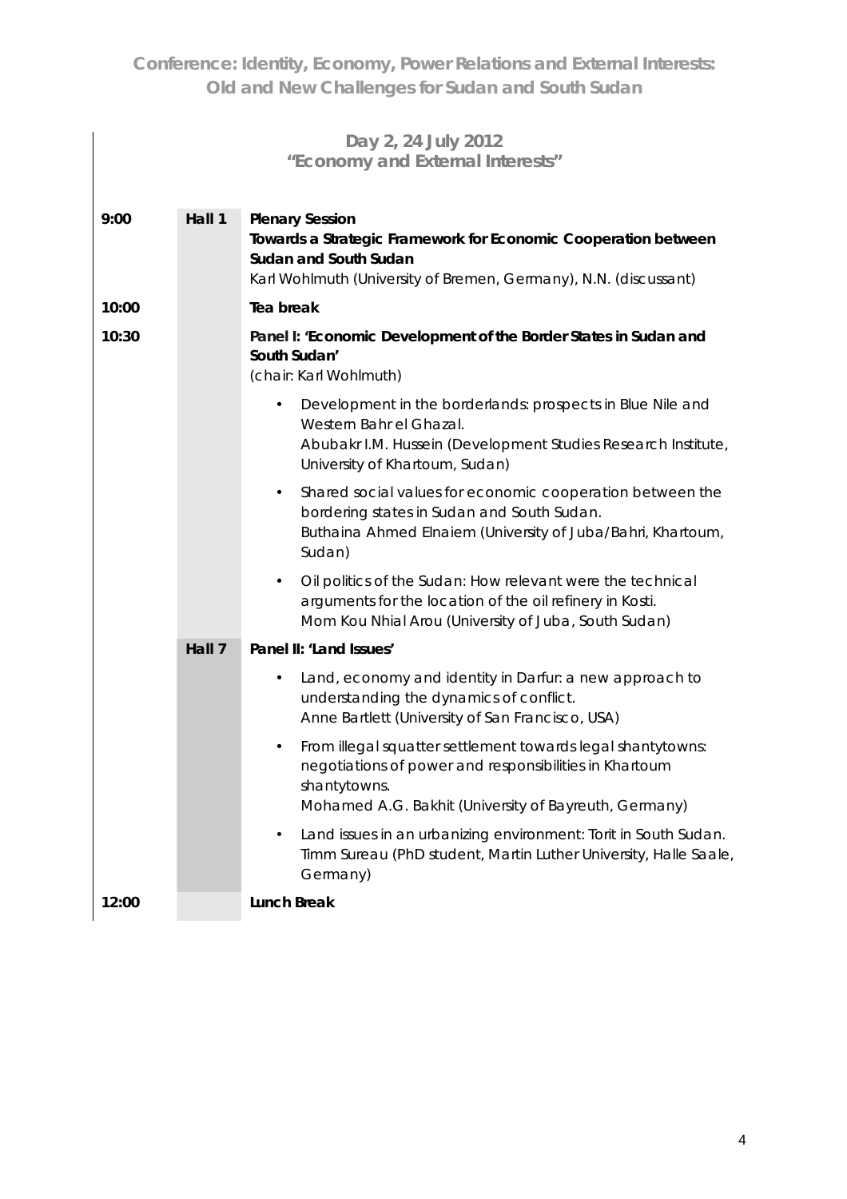## Conference: Identity, Economy, Power Relations and External Interests: Old and New Challenges for Sudan and South Sudan

### Day 2, 24 July 2012
### "Economy and External Interests"

| Time | Hall | Session |
|---|---|---|
| 9:00 | Hall 1 | **Plenary Session**<br>**Towards a Strategic Framework for Economic Cooperation between Sudan and South Sudan**<br>Karl Wohlmuth (University of Bremen, Germany), N.N. (discussant) |
| 10:00 | | **Tea break** |
| 10:30 | | **Panel I: 'Economic Development of the Border States in Sudan and South Sudan'**<br>(chair: Karl Wohlmuth)<br>• Development in the borderlands: prospects in Blue Nile and Western Bahr el Ghazal. Abubakr I.M. Hussein (Development Studies Research Institute, University of Khartoum, Sudan)<br>• Shared social values for economic cooperation between the bordering states in Sudan and South Sudan. Buthaina Ahmed Elnaiem (University of Juba/Bahri, Khartoum, Sudan)<br>• Oil politics of the Sudan: How relevant were the technical arguments for the location of the oil refinery in Kosti. Mom Kou Nhial Arou (University of Juba, South Sudan) |
| | Hall 7 | **Panel II: 'Land Issues'**<br>• Land, economy and identity in Darfur: a new approach to understanding the dynamics of conflict. Anne Bartlett (University of San Francisco, USA)<br>• From illegal squatter settlement towards legal shantytowns: negotiations of power and responsibilities in Khartoum shantytowns. Mohamed A.G. Bakhit (University of Bayreuth, Germany)<br>• Land issues in an urbanizing environment: Torit in South Sudan. Timm Sureau (PhD student, Martin Luther University, Halle Saale, Germany) |
| 12:00 | | **Lunch Break** |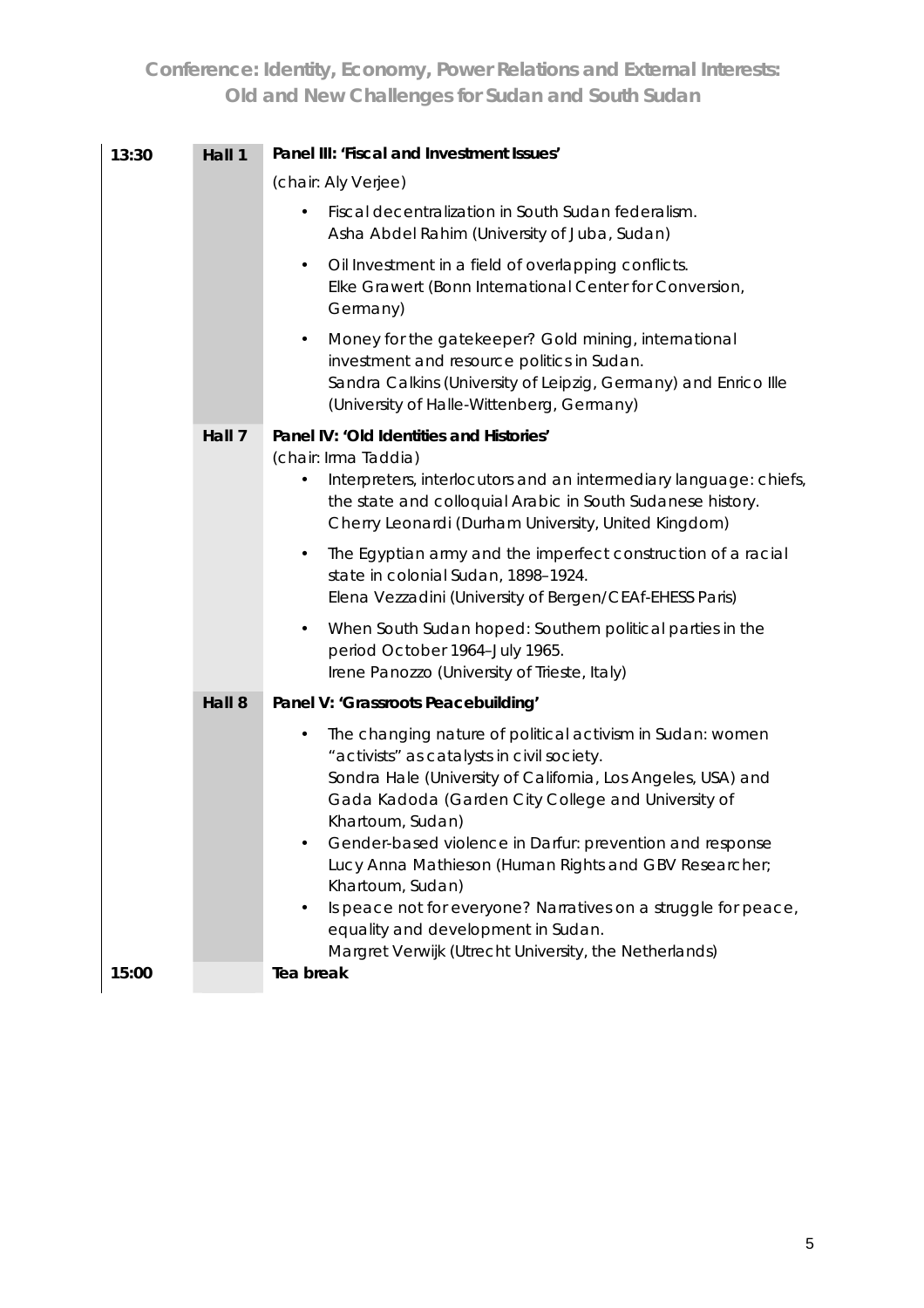| Time | Hall | Session |
|---|---|---|
| 13:30 | Hall 1 | **Panel III: 'Fiscal and Investment Issues'**<br>*(chair: Aly Verjee)*<br>• *Fiscal decentralization in South Sudan federalism.* *Asha Abdel Rahim (University of Juba, Sudan)*<br>• *Oil Investment in a field of overlapping conflicts.* *Elke Grawert (Bonn International Center for Conversion, Germany)*<br>• *Money for the gatekeeper? Gold mining, international investment and resource politics in Sudan.* *Sandra Calkins (University of Leipzig, Germany) and Enrico Ille (University of Halle-Wittenberg, Germany)* |
| | Hall 7 | **Panel IV: 'Old Identities and Histories'**<br>*(chair: Irma Taddia)*<br>• *Interpreters, interlocutors and an intermediary language: chiefs, the state and colloquial Arabic in South Sudanese history.* *Cherry Leonardi (Durham University, United Kingdom)*<br>• *The Egyptian army and the imperfect construction of a racial state in colonial Sudan, 1898–1924.* *Elena Vezzadini (University of Bergen/CEAf-EHESS Paris)*<br>• *When South Sudan hoped: Southern political parties in the period October 1964–July 1965.* *Irene Panozzo (University of Trieste, Italy)* |
| | Hall 8 | **Panel V: 'Grassroots Peacebuilding'**<br>• *The changing nature of political activism in Sudan: women "activists" as catalysts in civil society.* *Sondra Hale (University of California, Los Angeles, USA) and Gada Kadoda (Garden City College and University of Khartoum, Sudan)*<br>• *Gender-based violence in Darfur: prevention and response* *Lucy Anna Mathieson (Human Rights and GBV Researcher; Khartoum, Sudan)*<br>• *Is peace not for everyone? Narratives on a struggle for peace, equality and development in Sudan.* *Margret Verwijk (Utrecht University, the Netherlands)* |
| 15:00 | | **Tea break** |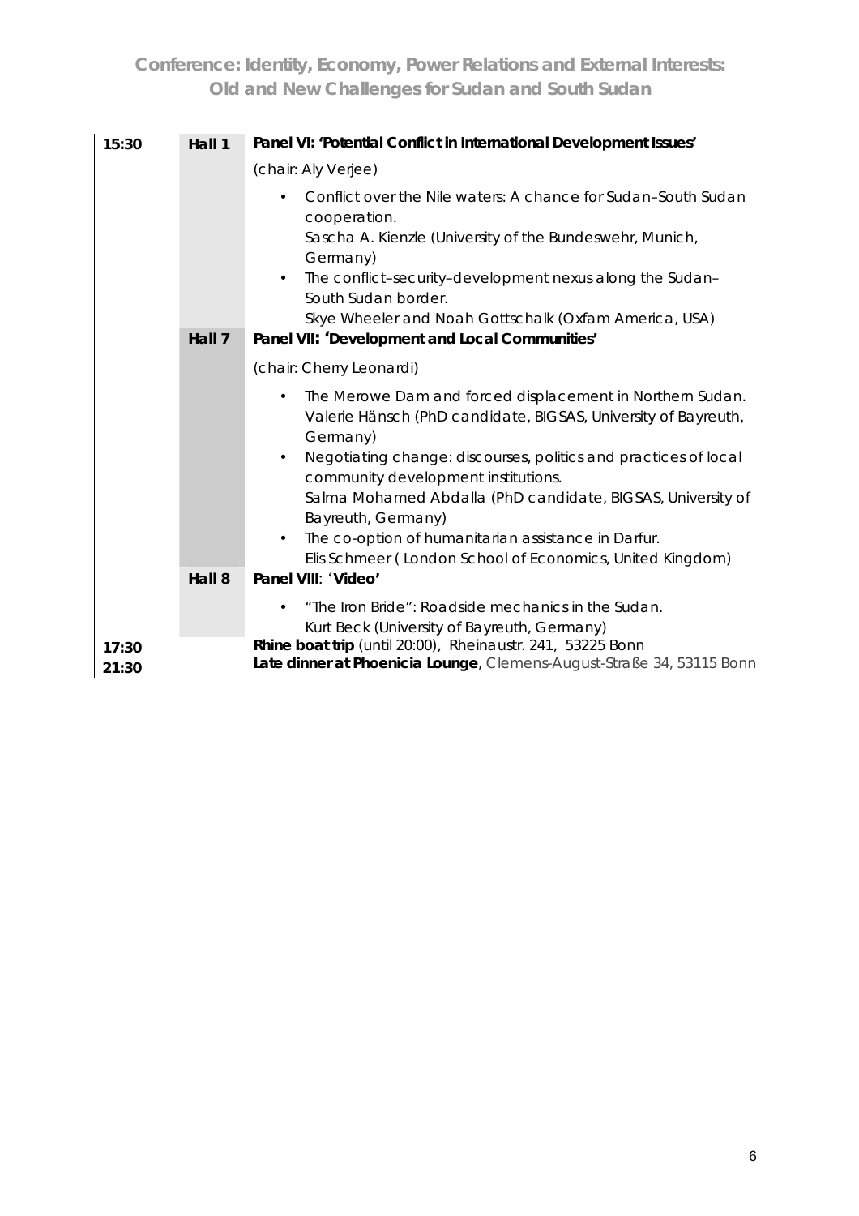| | | |
|---|---|---|
| 15:30 | Hall 1 | **Panel VI: 'Potential Conflict in International Development Issues'**<br>(chair: Aly Verjee)<br>• Conflict over the Nile waters: A chance for Sudan–South Sudan cooperation.<br>Sascha A. Kienzle (University of the Bundeswehr, Munich, Germany)<br>• The conflict–security–development nexus along the Sudan–South Sudan border.<br>Skye Wheeler and Noah Gottschalk (Oxfam America, USA) |
| | Hall 7 | **Panel VII: 'Development and Local Communities'**<br>(chair: Cherry Leonardi)<br>• The Merowe Dam and forced displacement in Northern Sudan.<br>Valerie Hänsch (PhD candidate, BIGSAS, University of Bayreuth, Germany)<br>• Negotiating change: discourses, politics and practices of local community development institutions.<br>Salma Mohamed Abdalla (PhD candidate, BIGSAS, University of Bayreuth, Germany)<br>• The co-option of humanitarian assistance in Darfur.<br>Elis Schmeer ( London School of Economics, United Kingdom) |
| | Hall 8 | **Panel VIII**: '**Video'**<br>• "The Iron Bride": Roadside mechanics in the Sudan.<br>Kurt Beck (University of Bayreuth, Germany) |
| 17:30 | | **Rhine boat trip** (until 20:00), Rheinaustr. 241, 53225 Bonn |
| 21:30 | | **Late dinner at Phoenicia Lounge**, Clemens-August-Straße 34, 53115 Bonn |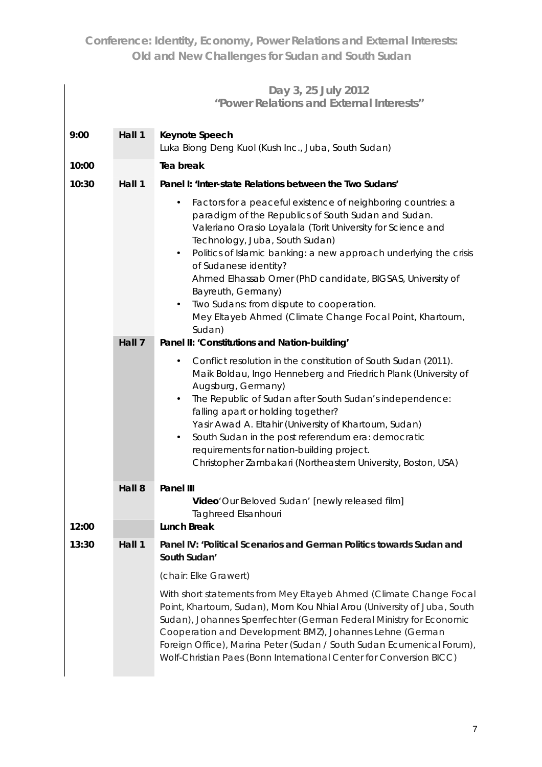# Conference: Identity, Economy, Power Relations and External Interests: Old and New Challenges for Sudan and South Sudan

## Day 3, 25 July 2012
## "Power Relations and External Interests"

| | | |
|---|---|---|
| **9:00** | **Hall 1** | **Keynote Speech**<br>Luka Biong Deng Kuol (Kush Inc., Juba, South Sudan) |
| **10:00** | | **Tea break** |
| **10:30** | **Hall 1** | **Panel I: 'Inter-state Relations between the Two Sudans'**<br>• Factors for a peaceful existence of neighboring countries: a paradigm of the Republics of South Sudan and Sudan.<br>Valeriano Orasio Loyalala (Torit University for Science and Technology, Juba, South Sudan)<br>• Politics of Islamic banking: a new approach underlying the crisis of Sudanese identity?<br>Ahmed Elhassab Omer (PhD candidate, BIGSAS, University of Bayreuth, Germany)<br>• Two Sudans: from dispute to cooperation.<br>Mey Eltayeb Ahmed (Climate Change Focal Point, Khartoum, Sudan) |
| | **Hall 7** | **Panel II: 'Constitutions and Nation-building'**<br>• Conflict resolution in the constitution of South Sudan (2011).<br>Maik Boldau, Ingo Henneberg and Friedrich Plank (University of Augsburg, Germany)<br>• The Republic of Sudan after South Sudan's independence: falling apart or holding together?<br>Yasir Awad A. Eltahir (University of Khartoum, Sudan)<br>• South Sudan in the post referendum era: democratic requirements for nation-building project.<br>Christopher Zambakari (Northeastern University, Boston, USA) |
| | **Hall 8** | **Panel III**<br>**Video** 'Our Beloved Sudan' [newly released film]<br>Taghreed Elsanhouri |
| **12:00** | | **Lunch Break** |
| **13:30** | **Hall 1** | **Panel IV: 'Political Scenarios and German Politics towards Sudan and South Sudan'**<br>(chair: Elke Grawert)<br>With short statements from Mey Eltayeb Ahmed (Climate Change Focal Point, Khartoum, Sudan), Mom Kou Nhial Arou (University of Juba, South Sudan), Johannes Sperrfechter (German Federal Ministry for Economic Cooperation and Development BMZ), Johannes Lehne (German Foreign Office), Marina Peter (Sudan / South Sudan Ecumenical Forum), Wolf-Christian Paes (Bonn International Center for Conversion BICC) |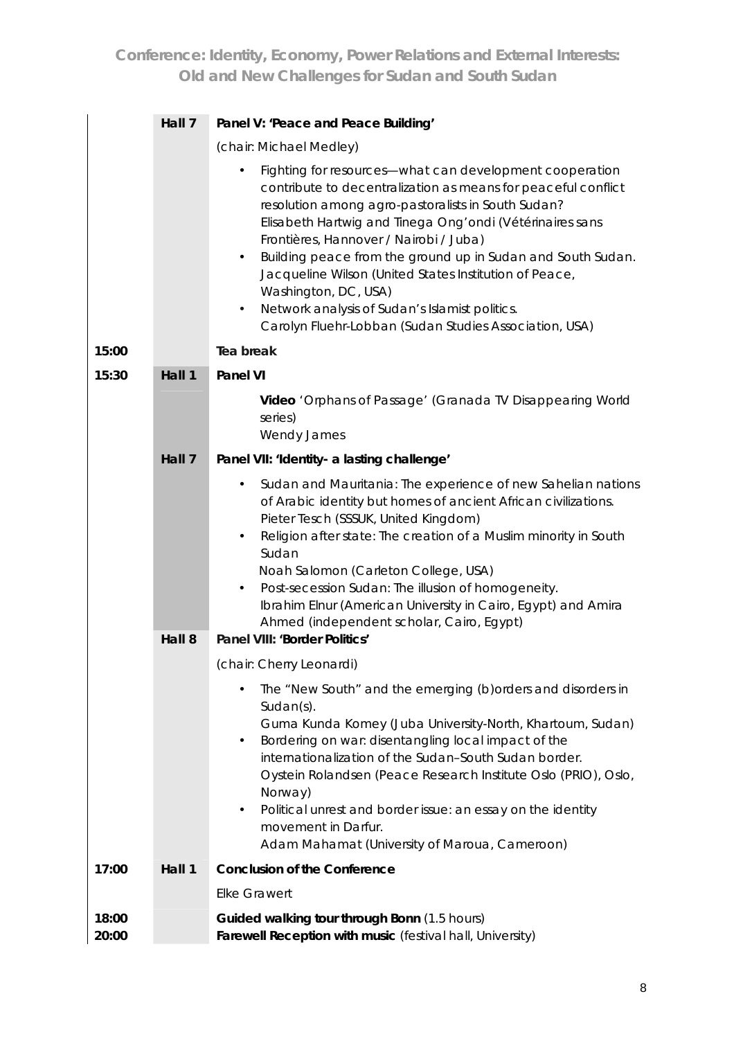# Conference: Identity, Economy, Power Relations and External Interests: Old and New Challenges for Sudan and South Sudan

| | | |
|---|---|---|
| | Hall 7 | **Panel V: 'Peace and Peace Building'**<br>(chair: Michael Medley)<br>• Fighting for resources—what can development cooperation contribute to decentralization as means for peaceful conflict resolution among agro-pastoralists in South Sudan? Elisabeth Hartwig and Tinega Ong'ondi (Vétérinaires sans Frontières, Hannover / Nairobi / Juba)<br>• Building peace from the ground up in Sudan and South Sudan. Jacqueline Wilson (United States Institution of Peace, Washington, DC, USA)<br>• Network analysis of Sudan's Islamist politics. Carolyn Fluehr-Lobban (Sudan Studies Association, USA) |
| **15:00** | | **Tea break** |
| **15:30** | Hall 1 | **Panel VI**<br>**Video** 'Orphans of Passage' (Granada TV Disappearing World series)<br>Wendy James |
| | Hall 7 | **Panel VII: 'Identity- a lasting challenge'**<br>• Sudan and Mauritania: The experience of new Sahelian nations of Arabic identity but homes of ancient African civilizations. Pieter Tesch (SSSUK, United Kingdom)<br>• Religion after state: The creation of a Muslim minority in South Sudan<br>Noah Salomon (Carleton College, USA)<br>• Post-secession Sudan: The illusion of homogeneity. Ibrahim Elnur (American University in Cairo, Egypt) and Amira Ahmed (independent scholar, Cairo, Egypt) |
| | Hall 8 | **Panel VIII: 'Border Politics'**<br>(chair: Cherry Leonardi)<br>• The "New South" and the emerging (b)orders and disorders in Sudan(s). Guma Kunda Komey (Juba University-North, Khartoum, Sudan)<br>• Bordering on war: disentangling local impact of the internationalization of the Sudan–South Sudan border. Oystein Rolandsen (Peace Research Institute Oslo (PRIO), Oslo, Norway)<br>• Political unrest and border issue: an essay on the identity movement in Darfur. Adam Mahamat (University of Maroua, Cameroon) |
| **17:00** | Hall 1 | **Conclusion of the Conference**<br>Elke Grawert |
| **18:00** | | **Guided walking tour through Bonn** (1.5 hours) |
| **20:00** | | **Farewell Reception with music** (festival hall, University) |